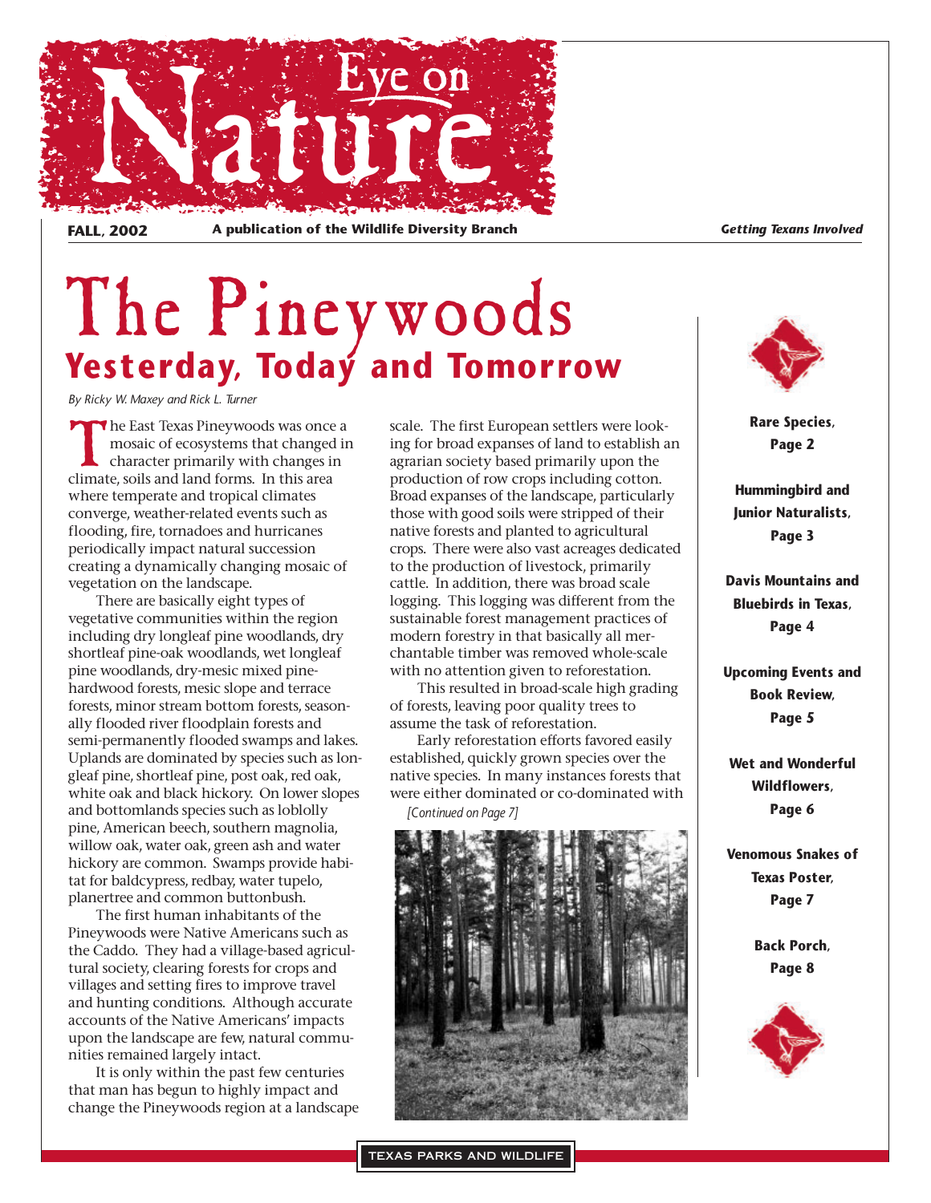# Eye on Nature

**FALL, 2002** **A publication of the Wildlife Diversity Branch** ***Getting Texans Involved***

# The Pineywoods

## Yesterday, Today and Tomorrow

*By Ricky W. Maxey and Rick L. Turner*

The East Texas Pineywoods was once a mosaic of ecosystems that changed in character primarily with changes in climate, soils and land forms. In this area where temperate and tropical climates converge, weather-related events such as flooding, fire, tornadoes and hurricanes periodically impact natural succession creating a dynamically changing mosaic of vegetation on the landscape.

There are basically eight types of vegetative communities within the region including dry longleaf pine woodlands, dry shortleaf pine-oak woodlands, wet longleaf pine woodlands, dry-mesic mixed pine-hardwood forests, mesic slope and terrace forests, minor stream bottom forests, seasonally flooded river floodplain forests and semi-permanently flooded swamps and lakes. Uplands are dominated by species such as longleaf pine, shortleaf pine, post oak, red oak, white oak and black hickory. On lower slopes and bottomlands species such as loblolly pine, American beech, southern magnolia, willow oak, water oak, green ash and water hickory are common. Swamps provide habitat for baldcypress, redbay, water tupelo, planertree and common buttonbush.

The first human inhabitants of the Pineywoods were Native Americans such as the Caddo. They had a village-based agricultural society, clearing forests for crops and villages and setting fires to improve travel and hunting conditions. Although accurate accounts of the Native Americans' impacts upon the landscape are few, natural communities remained largely intact.

It is only within the past few centuries that man has begun to highly impact and change the Pineywoods region at a landscape scale. The first European settlers were looking for broad expanses of land to establish an agrarian society based primarily upon the production of row crops including cotton. Broad expanses of the landscape, particularly those with good soils were stripped of their native forests and planted to agricultural crops. There were also vast acreages dedicated to the production of livestock, primarily cattle. In addition, there was broad scale logging. This logging was different from the sustainable forest management practices of modern forestry in that basically all merchantable timber was removed whole-scale with no attention given to reforestation.

This resulted in broad-scale high grading of forests, leaving poor quality trees to assume the task of reforestation.

Early reforestation efforts favored easily established, quickly grown species over the native species. In many instances forests that were either dominated or co-dominated with

*[Continued on Page 7]*

**Rare Species, Page 2**

**Hummingbird and Junior Naturalists, Page 3**

**Davis Mountains and Bluebirds in Texas, Page 4**

**Upcoming Events and Book Review, Page 5**

**Wet and Wonderful Wildflowers, Page 6**

**Venomous Snakes of Texas Poster, Page 7**

**Back Porch, Page 8**

TEXAS PARKS AND WILDLIFE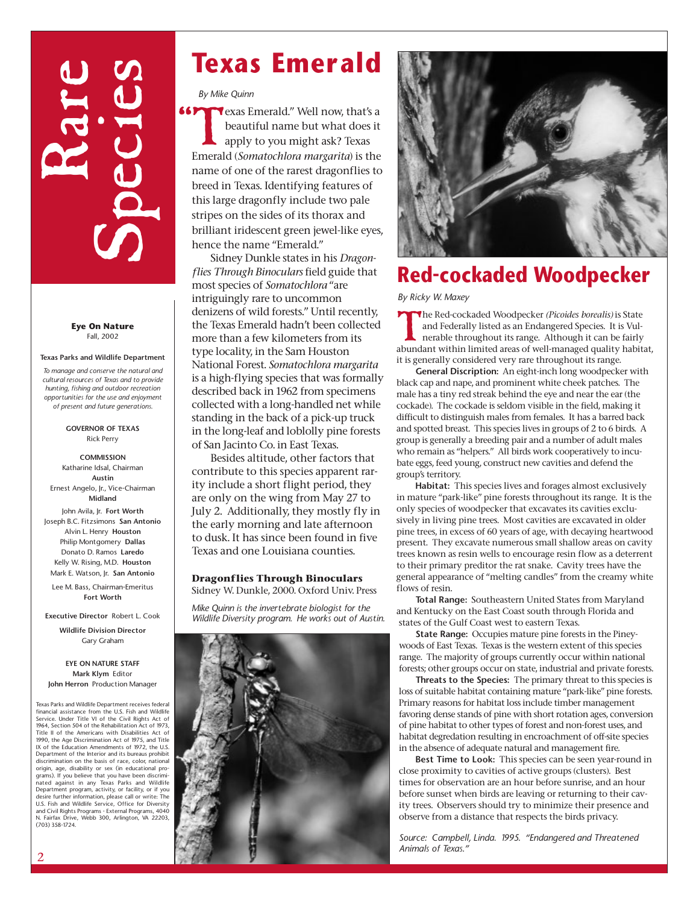# Rare Species

**Eye On Nature**
Fall, 2002

**Texas Parks and Wildlife Department**

*To manage and conserve the natural and cultural resources of Texas and to provide hunting, fishing and outdoor recreation opportunities for the use and enjoyment of present and future generations.*

**GOVERNOR OF TEXAS**
Rick Perry

**COMMISSION**
Katharine Idsal, Chairman **Austin**
Ernest Angelo, Jr., Vice-Chairman **Midland**
John Avila, Jr. **Fort Worth**
Joseph B.C. Fitzsimons **San Antonio**
Alvin L. Henry **Houston**
Philip Montgomery **Dallas**
Donato D. Ramos **Laredo**
Kelly W. Rising, M.D. **Houston**
Mark E. Watson, Jr. **San Antonio**
Lee M. Bass, Chairman-Emeritus **Fort Worth**

**Executive Director** Robert L. Cook

**Wildlife Division Director**
Gary Graham

**EYE ON NATURE STAFF**
**Mark Klym** Editor
**John Herron** Production Manager

Texas Parks and Wildlife Department receives federal financial assistance from the U.S. Fish and Wildlife Service. Under Title VI of the Civil Rights Act of 1964, Section 504 of the Rehabilitation Act of 1973, Title II of the Americans with Disabilities Act of 1990, the Age Discrimination Act of 1975, and Title IX of the Education Amendments of 1972, the U.S. Department of the Interior and its bureaus prohibit discrimination on the basis of race, color, national origin, age, disability or sex (in educational programs). If you believe that you have been discriminated against in any Texas Parks and Wildlife Department program, activity, or facility, or if you desire further information, please call or write: The U.S. Fish and Wildlife Service, Office for Diversity and Civil Rights Programs - External Programs, 4040 N. Fairfax Drive, Webb 300, Arlington, VA 22203, (703) 358-1724.

## Texas Emerald

*By Mike Quinn*

"Texas Emerald." Well now, that's a beautiful name but what does it apply to you might ask? Texas Emerald (*Somatochlora margarita*) is the name of one of the rarest dragonflies to breed in Texas. Identifying features of this large dragonfly include two pale stripes on the sides of its thorax and brilliant iridescent green jewel-like eyes, hence the name "Emerald."

Sidney Dunkle states in his *Dragonflies Through Binoculars* field guide that most species of *Somatochlora* "are intriguingly rare to uncommon denizens of wild forests." Until recently, the Texas Emerald hadn't been collected more than a few kilometers from its type locality, in the Sam Houston National Forest. *Somatochlora margarita* is a high-flying species that was formally described back in 1962 from specimens collected with a long-handled net while standing in the back of a pick-up truck in the long-leaf and loblolly pine forests of San Jacinto Co. in East Texas.

Besides altitude, other factors that contribute to this species apparent rarity include a short flight period, they are only on the wing from May 27 to July 2. Additionally, they mostly fly in the early morning and late afternoon to dusk. It has since been found in five Texas and one Louisiana counties.

**Dragonflies Through Binoculars**
Sidney W. Dunkle, 2000. Oxford Univ. Press

*Mike Quinn is the invertebrate biologist for the Wildlife Diversity program. He works out of Austin.*

## Red-cockaded Woodpecker

*By Ricky W. Maxey*

The Red-cockaded Woodpecker *(Picoides borealis)* is State and Federally listed as an Endangered Species. It is Vulnerable throughout its range. Although it can be fairly abundant within limited areas of well-managed quality habitat, it is generally considered very rare throughout its range.

**General Discription:** An eight-inch long woodpecker with black cap and nape, and prominent white cheek patches. The male has a tiny red streak behind the eye and near the ear (the cockade). The cockade is seldom visible in the field, making it difficult to distinguish males from females. It has a barred back and spotted breast. This species lives in groups of 2 to 6 birds. A group is generally a breeding pair and a number of adult males who remain as "helpers." All birds work cooperatively to incubate eggs, feed young, construct new cavities and defend the group's territory.

**Habitat:** This species lives and forages almost exclusively in mature "park-like" pine forests throughout its range. It is the only species of woodpecker that excavates its cavities exclusively in living pine trees. Most cavities are excavated in older pine trees, in excess of 60 years of age, with decaying heartwood present. They excavate numerous small shallow areas on cavity trees known as resin wells to encourage resin flow as a deterrent to their primary preditor the rat snake. Cavity trees have the general appearance of "melting candles" from the creamy white flows of resin.

**Total Range:** Southeastern United States from Maryland and Kentucky on the East Coast south through Florida and states of the Gulf Coast west to eastern Texas.

**State Range:** Occupies mature pine forests in the Pineywoods of East Texas. Texas is the western extent of this species range. The majority of groups currently occur within national forests; other groups occur on state, industrial and private forests.

**Threats to the Species:** The primary threat to this species is loss of suitable habitat containing mature "park-like" pine forests. Primary reasons for habitat loss include timber management favoring dense stands of pine with short rotation ages, conversion of pine habitat to other types of forest and non-forest uses, and habitat degredation resulting in encroachment of off-site species in the absence of adequate natural and management fire.

**Best Time to Look:** This species can be seen year-round in close proximity to cavities of active groups (clusters). Best times for observation are an hour before sunrise, and an hour before sunset when birds are leaving or returning to their cavity trees. Observers should try to minimize their presence and observe from a distance that respects the birds privacy.

*Source: Campbell, Linda. 1995. "Endangered and Threatened Animals of Texas."*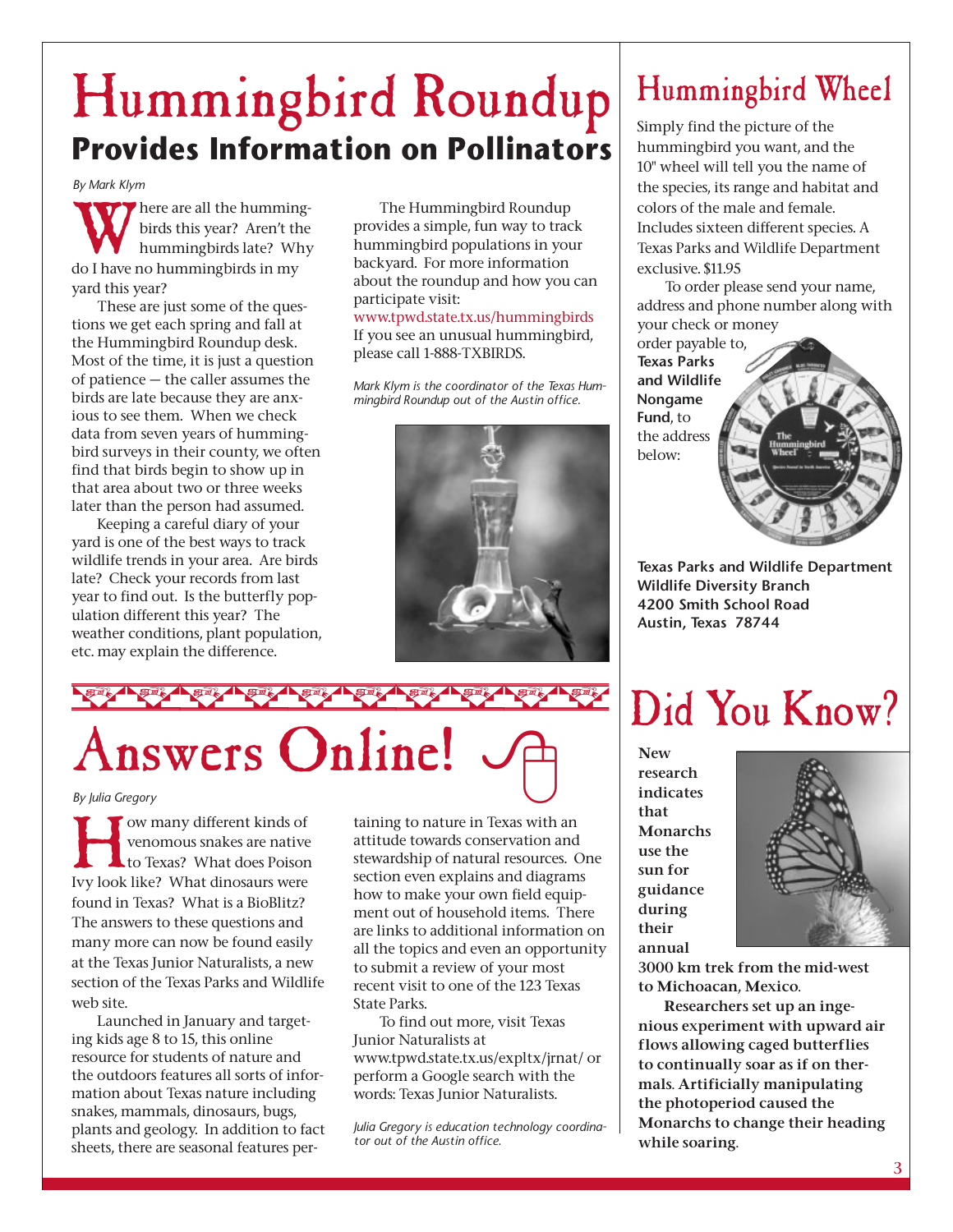# Hummingbird Roundup

## Provides Information on Pollinators

*By Mark Klym*

Where are all the hummingbirds this year? Aren't the hummingbirds late? Why do I have no hummingbirds in my yard this year?

These are just some of the questions we get each spring and fall at the Hummingbird Roundup desk. Most of the time, it is just a question of patience — the caller assumes the birds are late because they are anxious to see them. When we check data from seven years of hummingbird surveys in their county, we often find that birds begin to show up in that area about two or three weeks later than the person had assumed.

Keeping a careful diary of your yard is one of the best ways to track wildlife trends in your area. Are birds late? Check your records from last year to find out. Is the butterfly population different this year? The weather conditions, plant population, etc. may explain the difference.

The Hummingbird Roundup provides a simple, fun way to track hummingbird populations in your backyard. For more information about the roundup and how you can participate visit:
www.tpwd.state.tx.us/hummingbirds
If you see an unusual hummingbird, please call 1-888-TXBIRDS.

*Mark Klym is the coordinator of the Texas Hummingbird Roundup out of the Austin office.*

# Hummingbird Wheel

Simply find the picture of the hummingbird you want, and the 10" wheel will tell you the name of the species, its range and habitat and colors of the male and female. Includes sixteen different species. A Texas Parks and Wildlife Department exclusive. $11.95

To order please send your name, address and phone number along with your check or money order payable to, **Texas Parks and Wildlife Nongame Fund**, to the address below:

**Texas Parks and Wildlife Department**
**Wildlife Diversity Branch**
**4200 Smith School Road**
**Austin, Texas 78744**

# Answers Online!

*By Julia Gregory*

How many different kinds of venomous snakes are native to Texas? What does Poison Ivy look like? What dinosaurs were found in Texas? What is a BioBlitz? The answers to these questions and many more can now be found easily at the Texas Junior Naturalists, a new section of the Texas Parks and Wildlife web site.

Launched in January and targeting kids age 8 to 15, this online resource for students of nature and the outdoors features all sorts of information about Texas nature including snakes, mammals, dinosaurs, bugs, plants and geology. In addition to fact sheets, there are seasonal features pertaining to nature in Texas with an attitude towards conservation and stewardship of natural resources. One section even explains and diagrams how to make your own field equipment out of household items. There are links to additional information on all the topics and even an opportunity to submit a review of your most recent visit to one of the 123 Texas State Parks.

To find out more, visit Texas Junior Naturalists at www.tpwd.state.tx.us/expltx/jrnat/ or perform a Google search with the words: Texas Junior Naturalists.

*Julia Gregory is education technology coordinator out of the Austin office.*

# Did You Know?

**New research indicates that Monarchs use the sun for guidance during their annual 3000 km trek from the mid-west to Michoacan, Mexico.**

**Researchers set up an ingenious experiment with upward air flows allowing caged butterflies to continually soar as if on thermals. Artificially manipulating the photoperiod caused the Monarchs to change their heading while soaring.**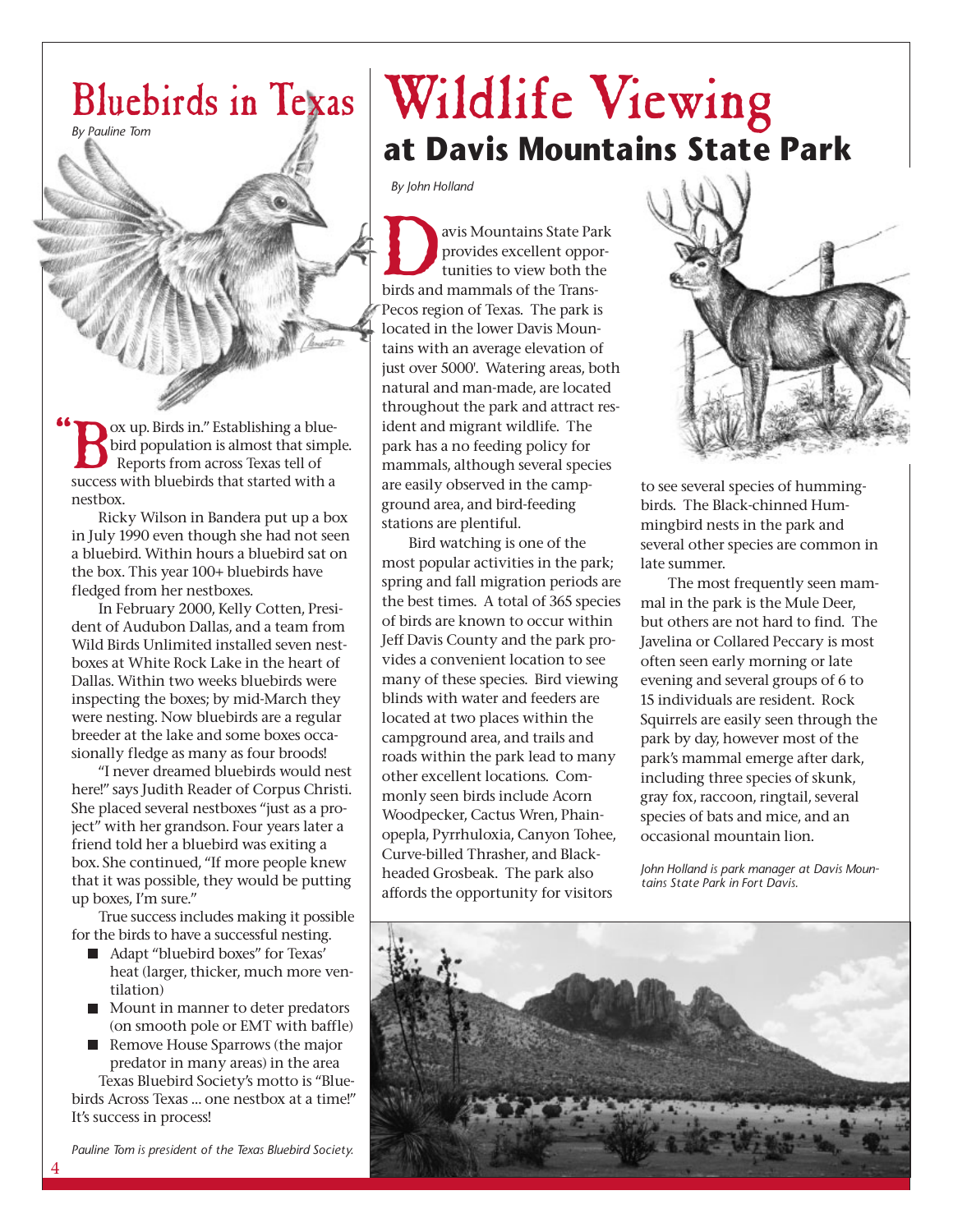# Bluebirds in Texas

*By Pauline Tom*

"Box up. Birds in." Establishing a bluebird population is almost that simple. Reports from across Texas tell of success with bluebirds that started with a nestbox.

Ricky Wilson in Bandera put up a box in July 1990 even though she had not seen a bluebird. Within hours a bluebird sat on the box. This year 100+ bluebirds have fledged from her nestboxes.

In February 2000, Kelly Cotten, President of Audubon Dallas, and a team from Wild Birds Unlimited installed seven nestboxes at White Rock Lake in the heart of Dallas. Within two weeks bluebirds were inspecting the boxes; by mid-March they were nesting. Now bluebirds are a regular breeder at the lake and some boxes occasionally fledge as many as four broods!

"I never dreamed bluebirds would nest here!" says Judith Reader of Corpus Christi. She placed several nestboxes "just as a project" with her grandson. Four years later a friend told her a bluebird was exiting a box. She continued, "If more people knew that it was possible, they would be putting up boxes, I'm sure."

True success includes making it possible for the birds to have a successful nesting.

- Adapt "bluebird boxes" for Texas' heat (larger, thicker, much more ventilation)
- Mount in manner to deter predators (on smooth pole or EMT with baffle)
- Remove House Sparrows (the major predator in many areas) in the area

Texas Bluebird Society's motto is "Bluebirds Across Texas ... one nestbox at a time!" It's success in process!

*Pauline Tom is president of the Texas Bluebird Society.*

# Wildlife Viewing

## at Davis Mountains State Park

*By John Holland*

Davis Mountains State Park provides excellent opportunities to view both the birds and mammals of the Trans-Pecos region of Texas. The park is located in the lower Davis Mountains with an average elevation of just over 5000'. Watering areas, both natural and man-made, are located throughout the park and attract resident and migrant wildlife. The park has a no feeding policy for mammals, although several species are easily observed in the campground area, and bird-feeding stations are plentiful.

Bird watching is one of the most popular activities in the park; spring and fall migration periods are the best times. A total of 365 species of birds are known to occur within Jeff Davis County and the park provides a convenient location to see many of these species. Bird viewing blinds with water and feeders are located at two places within the campground area, and trails and roads within the park lead to many other excellent locations. Commonly seen birds include Acorn Woodpecker, Cactus Wren, Phainopepla, Pyrrhuloxia, Canyon Tohee, Curve-billed Thrasher, and Black-headed Grosbeak. The park also affords the opportunity for visitors to see several species of hummingbirds. The Black-chinned Hummingbird nests in the park and several other species are common in late summer.

The most frequently seen mammal in the park is the Mule Deer, but others are not hard to find. The Javelina or Collared Peccary is most often seen early morning or late evening and several groups of 6 to 15 individuals are resident. Rock Squirrels are easily seen through the park by day, however most of the park's mammal emerge after dark, including three species of skunk, gray fox, raccoon, ringtail, several species of bats and mice, and an occasional mountain lion.

*John Holland is park manager at Davis Mountains State Park in Fort Davis.*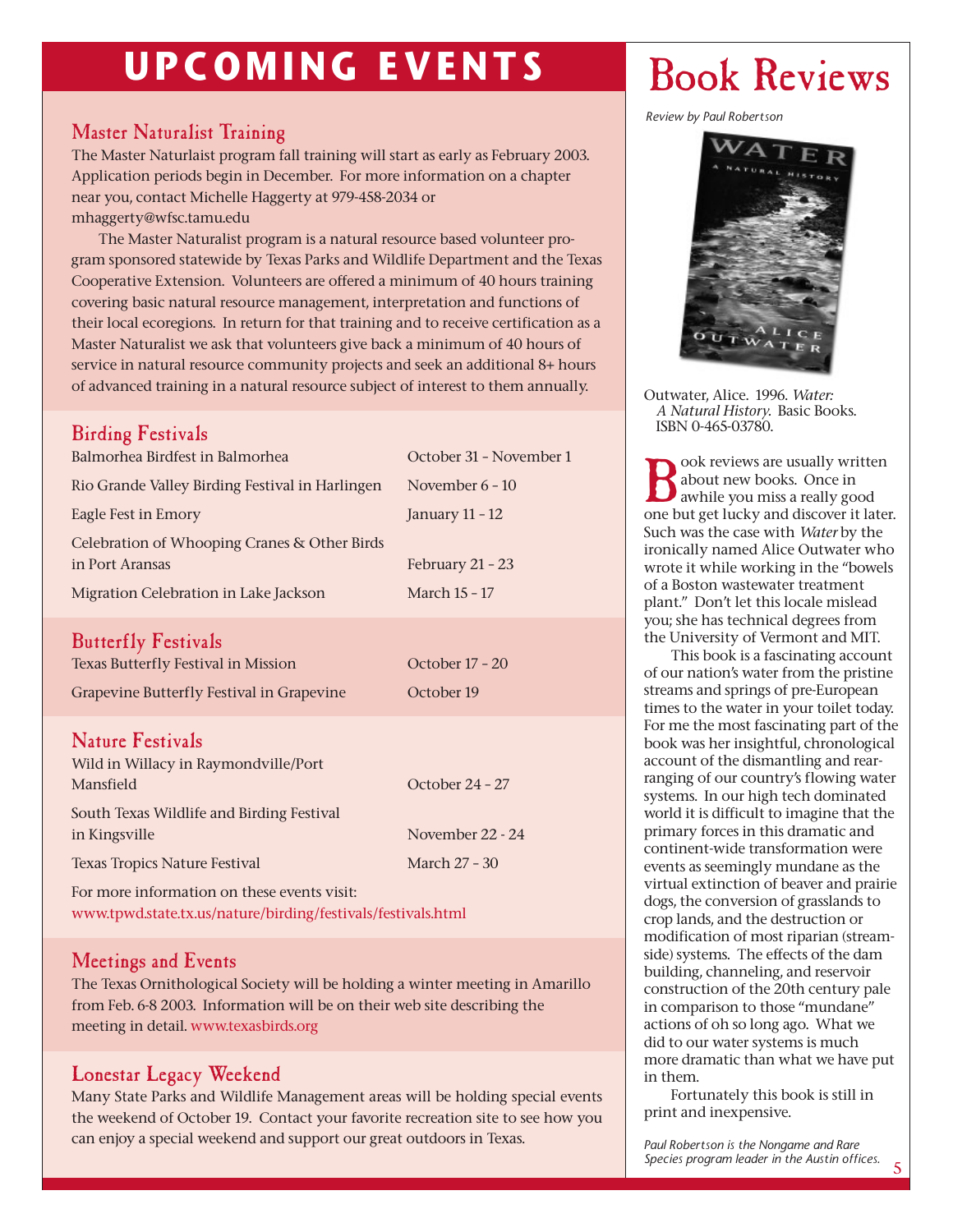# UPCOMING EVENTS

## Master Naturalist Training

The Master Naturlaist program fall training will start as early as February 2003. Application periods begin in December. For more information on a chapter near you, contact Michelle Haggerty at 979-458-2034 or mhaggerty@wfsc.tamu.edu

The Master Naturalist program is a natural resource based volunteer program sponsored statewide by Texas Parks and Wildlife Department and the Texas Cooperative Extension. Volunteers are offered a minimum of 40 hours training covering basic natural resource management, interpretation and functions of their local ecoregions. In return for that training and to receive certification as a Master Naturalist we ask that volunteers give back a minimum of 40 hours of service in natural resource community projects and seek an additional 8+ hours of advanced training in a natural resource subject of interest to them annually.

## Birding Festivals

| Event | Date |
|---|---|
| Balmorhea Birdfest in Balmorhea | October 31 - November 1 |
| Rio Grande Valley Birding Festival in Harlingen | November 6 - 10 |
| Eagle Fest in Emory | January 11 - 12 |
| Celebration of Whooping Cranes & Other Birds in Port Aransas | February 21 - 23 |
| Migration Celebration in Lake Jackson | March 15 - 17 |

## Butterfly Festivals

| Event | Date |
|---|---|
| Texas Butterfly Festival in Mission | October 17 - 20 |
| Grapevine Butterfly Festival in Grapevine | October 19 |

## Nature Festivals

| Event | Date |
|---|---|
| Wild in Willacy in Raymondville/Port Mansfield | October 24 - 27 |
| South Texas Wildlife and Birding Festival in Kingsville | November 22 - 24 |
| Texas Tropics Nature Festival | March 27 - 30 |

For more information on these events visit:
www.tpwd.state.tx.us/nature/birding/festivals/festivals.html

## Meetings and Events

The Texas Ornithological Society will be holding a winter meeting in Amarillo from Feb. 6-8 2003. Information will be on their web site describing the meeting in detail. www.texasbirds.org

## Lonestar Legacy Weekend

Many State Parks and Wildlife Management areas will be holding special events the weekend of October 19. Contact your favorite recreation site to see how you can enjoy a special weekend and support our great outdoors in Texas.

# Book Reviews

*Review by Paul Robertson*

Outwater, Alice. 1996. *Water: A Natural History.* Basic Books. ISBN 0-465-03780.

Book reviews are usually written about new books. Once in awhile you miss a really good one but get lucky and discover it later. Such was the case with *Water* by the ironically named Alice Outwater who wrote it while working in the "bowels of a Boston wastewater treatment plant." Don't let this locale mislead you; she has technical degrees from the University of Vermont and MIT.

This book is a fascinating account of our nation's water from the pristine streams and springs of pre-European times to the water in your toilet today. For me the most fascinating part of the book was her insightful, chronological account of the dismantling and rearranging of our country's flowing water systems. In our high tech dominated world it is difficult to imagine that the primary forces in this dramatic and continent-wide transformation were events as seemingly mundane as the virtual extinction of beaver and prairie dogs, the conversion of grasslands to crop lands, and the destruction or modification of most riparian (streamside) systems. The effects of the dam building, channeling, and reservoir construction of the 20th century pale in comparison to those "mundane" actions of oh so long ago. What we did to our water systems is much more dramatic than what we have put in them.

Fortunately this book is still in print and inexpensive.

*Paul Robertson is the Nongame and Rare Species program leader in the Austin offices.*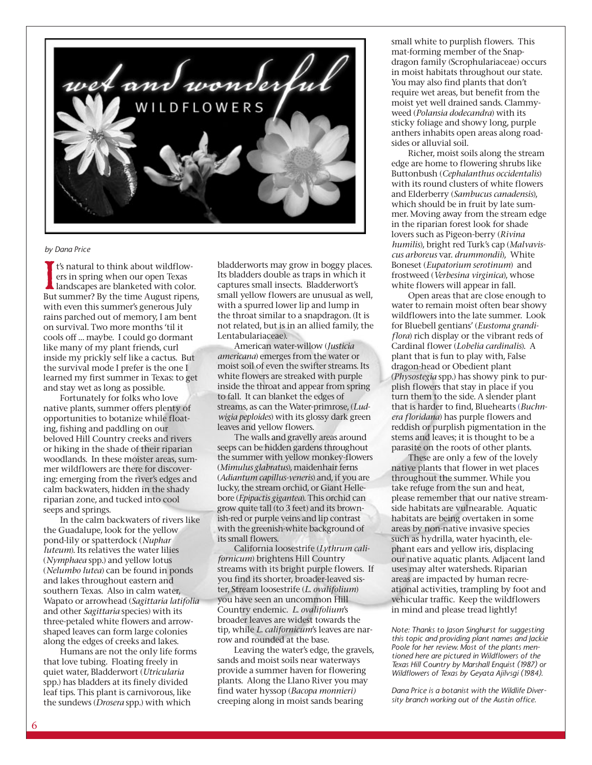# wet and wonderful WILDFLOWERS

*by Dana Price*

It's natural to think about wildflowers in spring when our open Texas landscapes are blanketed with color. But summer? By the time August ripens, with even this summer's generous July rains parched out of memory, I am bent on survival. Two more months 'til it cools off ... maybe. I could go dormant like many of my plant friends, curl inside my prickly self like a cactus. But the survival mode I prefer is the one I learned my first summer in Texas: to get and stay wet as long as possible.

Fortunately for folks who love native plants, summer offers plenty of opportunities to botanize while floating, fishing and paddling on our beloved Hill Country creeks and rivers or hiking in the shade of their riparian woodlands. In these moister areas, summer wildflowers are there for discovering: emerging from the river's edges and calm backwaters, hidden in the shady riparian zone, and tucked into cool seeps and springs.

In the calm backwaters of rivers like the Guadalupe, look for the yellow pond-lily or spatterdock (*Nuphar luteum*). Its relatives the water lilies (*Nymphaea* spp.) and yellow lotus (*Nelumbo lutea*) can be found in ponds and lakes throughout eastern and southern Texas. Also in calm water, Wapato or arrowhead (*Sagittaria latifolia* and other *Sagittaria* species) with its three-petaled white flowers and arrow-shaped leaves can form large colonies along the edges of creeks and lakes.

Humans are not the only life forms that love tubing. Floating freely in quiet water, Bladderwort (*Utricularia* spp.) has bladders at its finely divided leaf tips. This plant is carnivorous, like the sundews (*Drosera* spp.) with which bladderworts may grow in boggy places. Its bladders double as traps in which it captures small insects. Bladderwort's small yellow flowers are unusual as well, with a spurred lower lip and lump in the throat similar to a snapdragon. (It is not related, but is in an allied family, the Lentabulariaceae).

American water-willow (*Justicia americana*) emerges from the water or moist soil of even the swifter streams. Its white flowers are streaked with purple inside the throat and appear from spring to fall. It can blanket the edges of streams, as can the Water-primrose, (*Ludwigia peploides*) with its glossy dark green leaves and yellow flowers.

The walls and gravelly areas around seeps can be hidden gardens throughout the summer with yellow monkey-flowers (*Mimulus glabratus*), maidenhair ferns (*Adiantum capillus-veneris*) and, if you are lucky, the stream orchid, or Giant Hellebore (*Epipactis gigantea*). This orchid can grow quite tall (to 3 feet) and its brownish-red or purple veins and lip contrast with the greenish-white background of its small flowers.

California loosestrife (*Lythrum californicum*) brightens Hill Country streams with its bright purple flowers. If you find its shorter, broader-leaved sister, Stream loosestrife (*L. ovalifolium*) you have seen an uncommon Hill Country endemic. *L. ovalifolium*'s broader leaves are widest towards the tip, while *L. californicum*'s leaves are narrow and rounded at the base.

Leaving the water's edge, the gravels, sands and moist soils near waterways provide a summer haven for flowering plants. Along the Llano River you may find water hyssop (*Bacopa monnieri)* creeping along in moist sands bearing small white to purplish flowers. This mat-forming member of the Snapdragon family (Scrophulariaceae) occurs in moist habitats throughout our state. You may also find plants that don't require wet areas, but benefit from the moist yet well drained sands. Clammyweed (*Polansia dodecandra*) with its sticky foliage and showy long, purple anthers inhabits open areas along roadsides or alluvial soil.

Richer, moist soils along the stream edge are home to flowering shrubs like Buttonbush (*Cephalanthus occidentalis*) with its round clusters of white flowers and Elderberry (*Sambucus canadensis*), which should be in fruit by late summer. Moving away from the stream edge in the riparian forest look for shade lovers such as Pigeon-berry (*Rivina humilis*), bright red Turk's cap (*Malvaviscus arboreus* var. *drummondii*), White Boneset (*Eupatorium serotinum*) and frostweed (*Verbesina virginica*), whose white flowers will appear in fall.

Open areas that are close enough to water to remain moist often bear showy wildflowers into the late summer. Look for Bluebell gentians' (*Eustoma grandiflora*) rich display or the vibrant reds of Cardinal flower (*Lobelia cardinalis*). A plant that is fun to play with, False dragon-head or Obedient plant (*Physostegia* spp.) has showy pink to purplish flowers that stay in place if you turn them to the side. A slender plant that is harder to find, Bluehearts (*Buchnera floridana*) has purple flowers and reddish or purplish pigmentation in the stems and leaves; it is thought to be a parasite on the roots of other plants.

These are only a few of the lovely native plants that flower in wet places throughout the summer. While you take refuge from the sun and heat, please remember that our native streamside habitats are vulnerable. Aquatic habitats are being overtaken in some areas by non-native invasive species such as hydrilla, water hyacinth, elephant ears and yellow iris, displacing our native aquatic plants. Adjacent land uses may alter watersheds. Riparian areas are impacted by human recreational activities, trampling by foot and vehicular traffic. Keep the wildflowers in mind and please tread lightly!

*Note: Thanks to Jason Singhurst for suggesting this topic and providing plant names and Jackie Poole for her review. Most of the plants mentioned here are pictured in Wildflowers of the Texas Hill Country by Marshall Enquist (1987) or Wildflowers of Texas by Geyata Ajilvsgi (1984).*

*Dana Price is a botanist with the Wildlife Diversity branch working out of the Austin office.*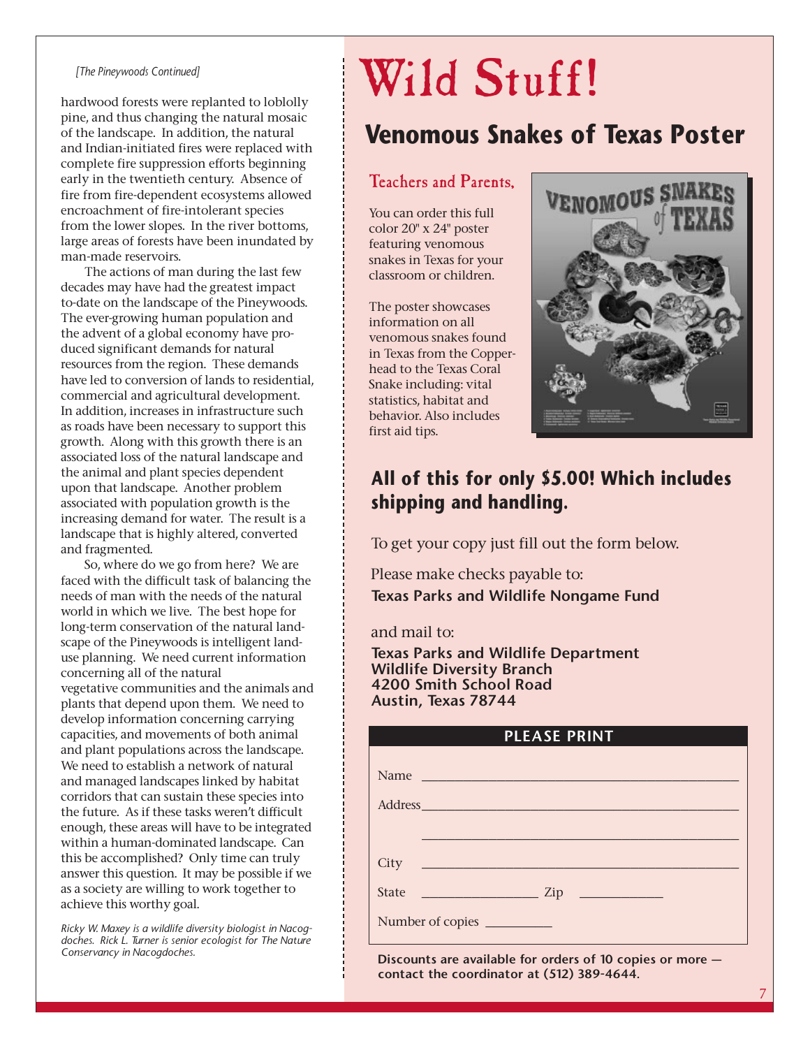*[The Pineywoods Continued]*

hardwood forests were replanted to loblolly pine, and thus changing the natural mosaic of the landscape. In addition, the natural and Indian-initiated fires were replaced with complete fire suppression efforts beginning early in the twentieth century. Absence of fire from fire-dependent ecosystems allowed encroachment of fire-intolerant species from the lower slopes. In the river bottoms, large areas of forests have been inundated by man-made reservoirs.

The actions of man during the last few decades may have had the greatest impact to-date on the landscape of the Pineywoods. The ever-growing human population and the advent of a global economy have produced significant demands for natural resources from the region. These demands have led to conversion of lands to residential, commercial and agricultural development. In addition, increases in infrastructure such as roads have been necessary to support this growth. Along with this growth there is an associated loss of the natural landscape and the animal and plant species dependent upon that landscape. Another problem associated with population growth is the increasing demand for water. The result is a landscape that is highly altered, converted and fragmented.

So, where do we go from here? We are faced with the difficult task of balancing the needs of man with the needs of the natural world in which we live. The best hope for long-term conservation of the natural landscape of the Pineywoods is intelligent land-use planning. We need current information concerning all of the natural vegetative communities and the animals and plants that depend upon them. We need to develop information concerning carrying capacities, and movements of both animal and plant populations across the landscape. We need to establish a network of natural and managed landscapes linked by habitat corridors that can sustain these species into the future. As if these tasks weren't difficult enough, these areas will have to be integrated within a human-dominated landscape. Can this be accomplished? Only time can truly answer this question. It may be possible if we as a society are willing to work together to achieve this worthy goal.

*Ricky W. Maxey is a wildlife diversity biologist in Nacogdoches. Rick L. Turner is senior ecologist for The Nature Conservancy in Nacogdoches.*

# Wild Stuff!

## Venomous Snakes of Texas Poster

### Teachers and Parents,

You can order this full color 20" x 24" poster featuring venomous snakes in Texas for your classroom or children.

The poster showcases information on all venomous snakes found in Texas from the Copperhead to the Texas Coral Snake including: vital statistics, habitat and behavior. Also includes first aid tips.

**All of this for only $5.00! Which includes shipping and handling.**

To get your copy just fill out the form below.

Please make checks payable to:
**Texas Parks and Wildlife Nongame Fund**

and mail to:
**Texas Parks and Wildlife Department**
**Wildlife Diversity Branch**
**4200 Smith School Road**
**Austin, Texas 78744**

**PLEASE PRINT**

Name ______________________________

Address ____________________________

___________________________________

City _______________________________

State ____________ Zip ____________

Number of copies ________

**Discounts are available for orders of 10 copies or more — contact the coordinator at (512) 389-4644.**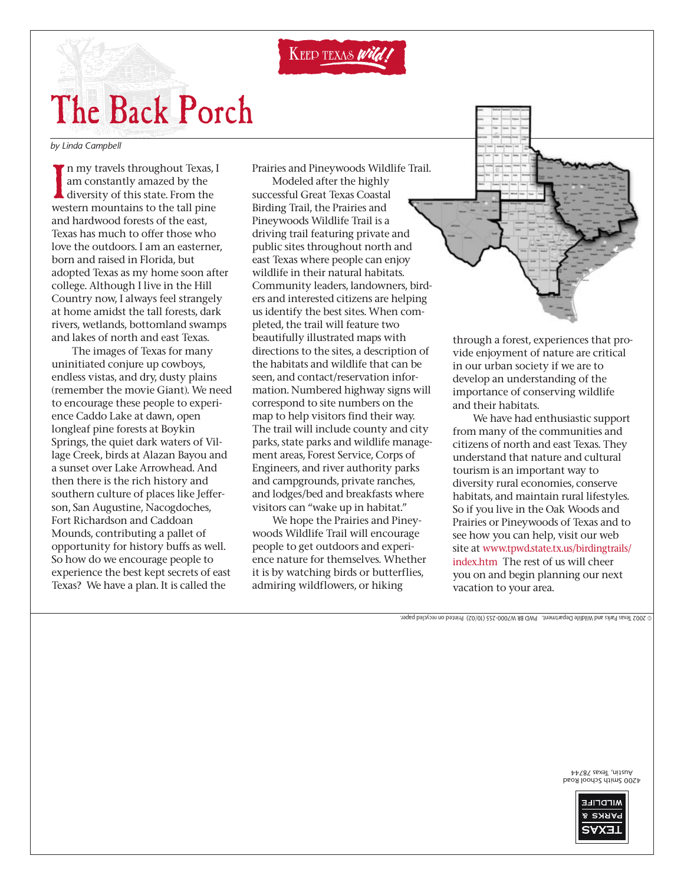KEEP TEXAS Wild!

# The Back Porch

*by Linda Campbell*

In my travels throughout Texas, I am constantly amazed by the diversity of this state. From the western mountains to the tall pine and hardwood forests of the east, Texas has much to offer those who love the outdoors. I am an easterner, born and raised in Florida, but adopted Texas as my home soon after college. Although I live in the Hill Country now, I always feel strangely at home amidst the tall forests, dark rivers, wetlands, bottomland swamps and lakes of north and east Texas.

The images of Texas for many uninitiated conjure up cowboys, endless vistas, and dry, dusty plains (remember the movie Giant). We need to encourage these people to experience Caddo Lake at dawn, open longleaf pine forests at Boykin Springs, the quiet dark waters of Village Creek, birds at Alazan Bayou and a sunset over Lake Arrowhead. And then there is the rich history and southern culture of places like Jefferson, San Augustine, Nacogdoches, Fort Richardson and Caddoan Mounds, contributing a pallet of opportunity for history buffs as well. So how do we encourage people to experience the best kept secrets of east Texas? We have a plan. It is called the Prairies and Pineywoods Wildlife Trail.

Modeled after the highly successful Great Texas Coastal Birding Trail, the Prairies and Pineywoods Wildlife Trail is a driving trail featuring private and public sites throughout north and east Texas where people can enjoy wildlife in their natural habitats. Community leaders, landowners, birders and interested citizens are helping us identify the best sites. When completed, the trail will feature two beautifully illustrated maps with directions to the sites, a description of the habitats and wildlife that can be seen, and contact/reservation information. Numbered highway signs will correspond to site numbers on the map to help visitors find their way. The trail will include county and city parks, state parks and wildlife management areas, Forest Service, Corps of Engineers, and river authority parks and campgrounds, private ranches, and lodges/bed and breakfasts where visitors can "wake up in habitat."

We hope the Prairies and Pineywoods Wildlife Trail will encourage people to get outdoors and experience nature for themselves. Whether it is by watching birds or butterflies, admiring wildflowers, or hiking through a forest, experiences that provide enjoyment of nature are critical in our urban society if we are to develop an understanding of the importance of conserving wildlife and their habitats.

We have had enthusiastic support from many of the communities and citizens of north and east Texas. They understand that nature and cultural tourism is an important way to diversity rural economies, conserve habitats, and maintain rural lifestyles. So if you live in the Oak Woods and Prairies or Pineywoods of Texas and to see how you can help, visit our web site at www.tpwd.state.tx.us/birdingtrails/index.htm The rest of us will cheer you on and begin planning our next vacation to your area.

© 2002 Texas Parks and Wildlife Department. PWD BR W7000-255 (10/02) Printed on recycled paper.

TEXAS PARKS & WILDLIFE

4200 Smith School Road
Austin, Texas 78744